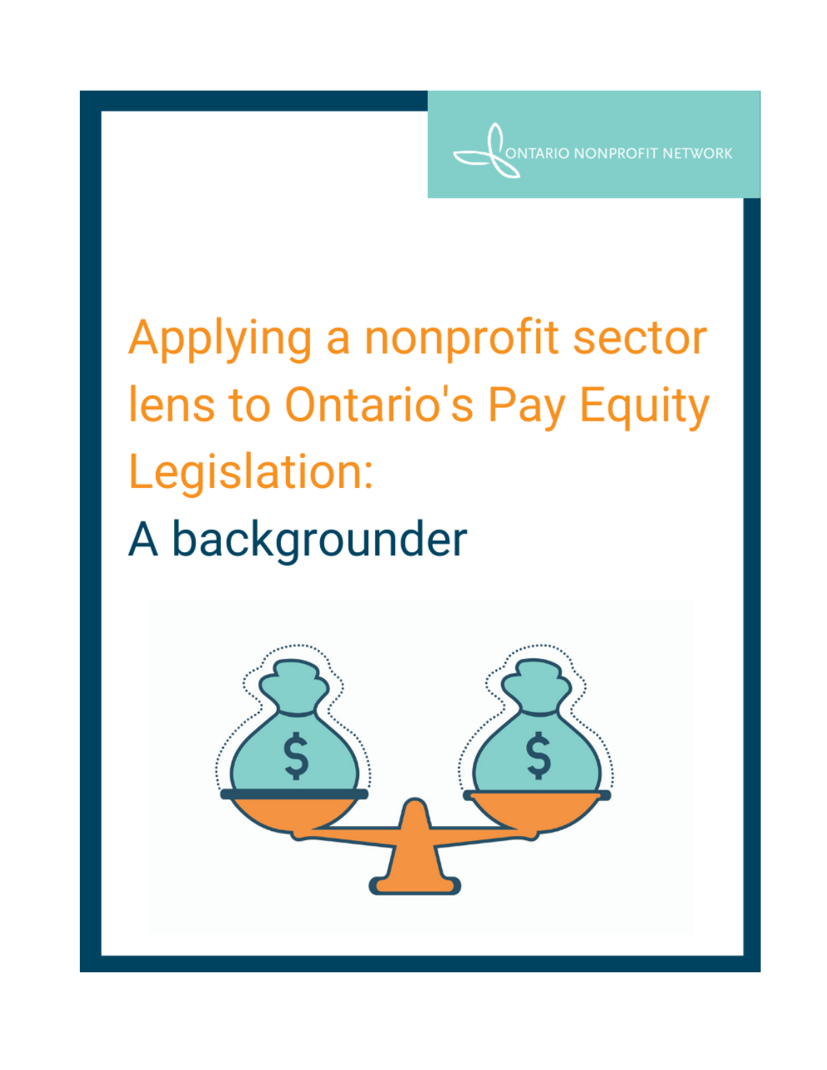ONTARIO NONPROFIT NETWORK

# Applying a nonprofit sector lens to Ontario's Pay Equity Legislation:

## A backgrounder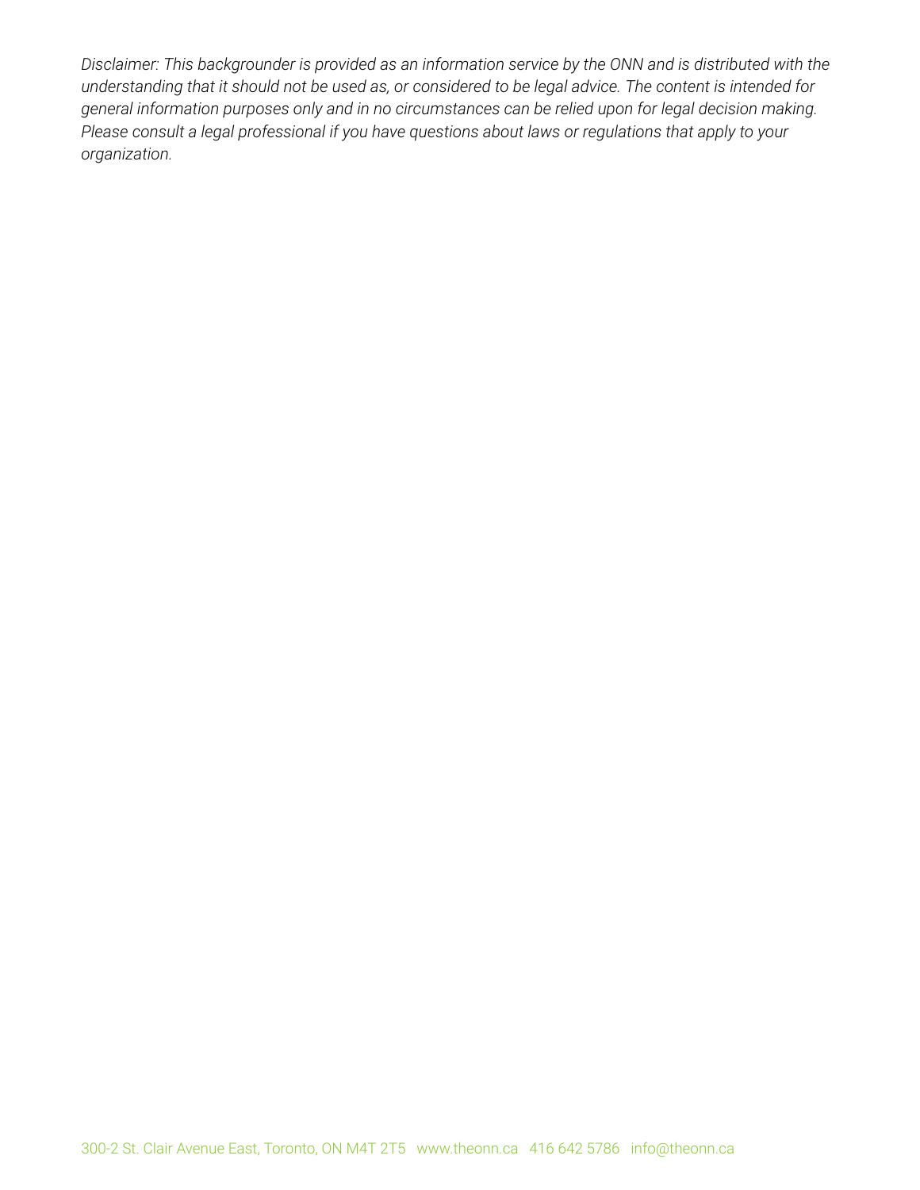*Disclaimer: This backgrounder is provided as an information service by the ONN and is distributed with the understanding that it should not be used as, or considered to be legal advice. The content is intended for general information purposes only and in no circumstances can be relied upon for legal decision making. Please consult a legal professional if you have questions about laws or regulations that apply to your organization.*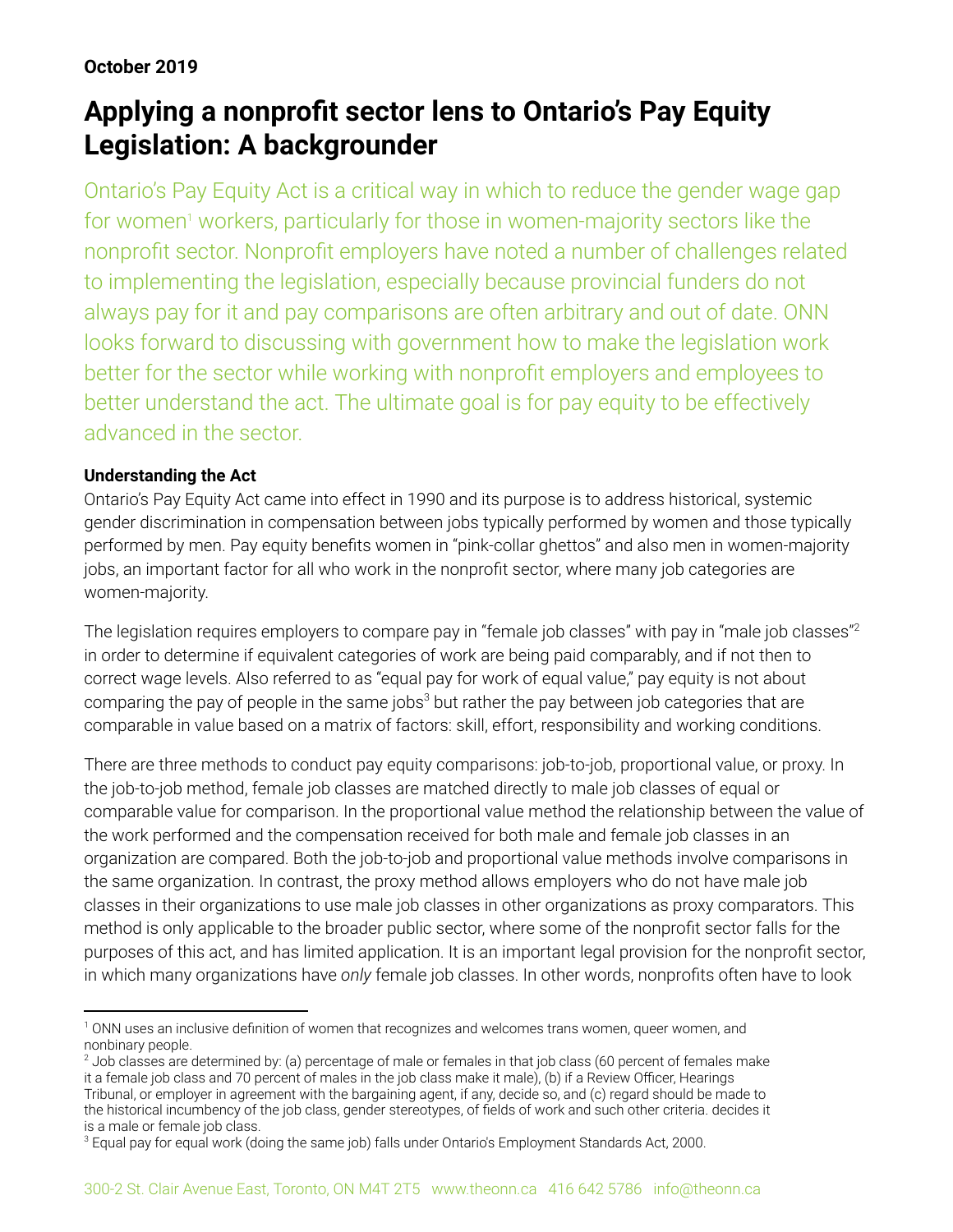**October 2019**

# Applying a nonprofit sector lens to Ontario's Pay Equity Legislation: A backgrounder

Ontario's Pay Equity Act is a critical way in which to reduce the gender wage gap for women[1] workers, particularly for those in women-majority sectors like the nonprofit sector. Nonprofit employers have noted a number of challenges related to implementing the legislation, especially because provincial funders do not always pay for it and pay comparisons are often arbitrary and out of date. ONN looks forward to discussing with government how to make the legislation work better for the sector while working with nonprofit employers and employees to better understand the act. The ultimate goal is for pay equity to be effectively advanced in the sector.

**Understanding the Act**

Ontario's Pay Equity Act came into effect in 1990 and its purpose is to address historical, systemic gender discrimination in compensation between jobs typically performed by women and those typically performed by men. Pay equity benefits women in "pink-collar ghettos" and also men in women-majority jobs, an important factor for all who work in the nonprofit sector, where many job categories are women-majority.

The legislation requires employers to compare pay in "female job classes" with pay in "male job classes"[2] in order to determine if equivalent categories of work are being paid comparably, and if not then to correct wage levels. Also referred to as "equal pay for work of equal value," pay equity is not about comparing the pay of people in the same jobs[3] but rather the pay between job categories that are comparable in value based on a matrix of factors: skill, effort, responsibility and working conditions.

There are three methods to conduct pay equity comparisons: job-to-job, proportional value, or proxy. In the job-to-job method, female job classes are matched directly to male job classes of equal or comparable value for comparison. In the proportional value method the relationship between the value of the work performed and the compensation received for both male and female job classes in an organization are compared. Both the job-to-job and proportional value methods involve comparisons in the same organization. In contrast, the proxy method allows employers who do not have male job classes in their organizations to use male job classes in other organizations as proxy comparators. This method is only applicable to the broader public sector, where some of the nonprofit sector falls for the purposes of this act, and has limited application. It is an important legal provision for the nonprofit sector, in which many organizations have *only* female job classes. In other words, nonprofits often have to look

---

[1] ONN uses an inclusive definition of women that recognizes and welcomes trans women, queer women, and nonbinary people.

[2] Job classes are determined by: (a) percentage of male or females in that job class (60 percent of females make it a female job class and 70 percent of males in the job class make it male), (b) if a Review Officer, Hearings Tribunal, or employer in agreement with the bargaining agent, if any, decide so, and (c) regard should be made to the historical incumbency of the job class, gender stereotypes, of fields of work and such other criteria. decides it is a male or female job class.

[3] Equal pay for equal work (doing the same job) falls under Ontario's Employment Standards Act, 2000.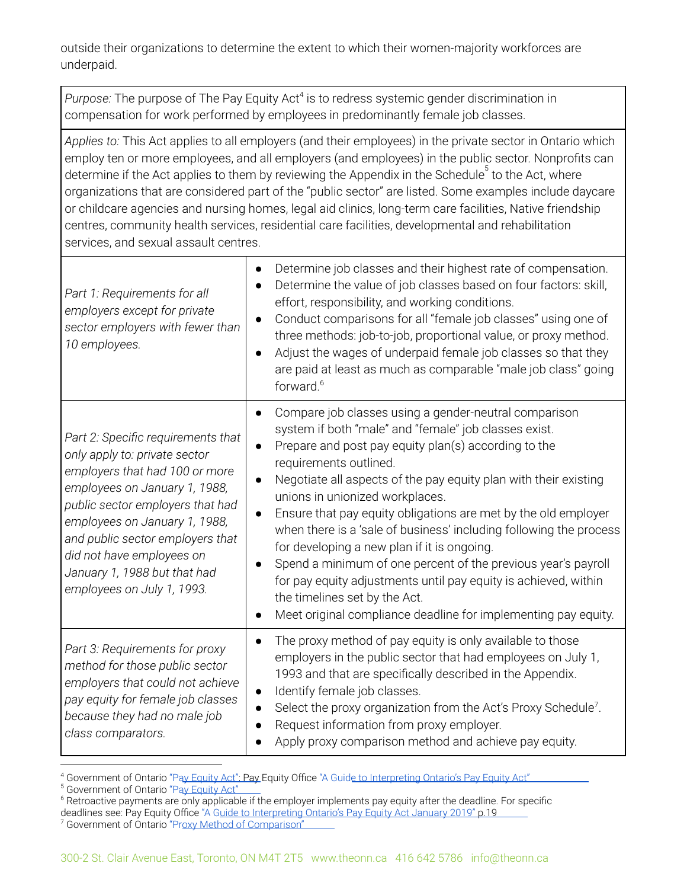outside their organizations to determine the extent to which their women-majority workforces are underpaid.

| *Purpose:* The purpose of The Pay Equity Act[4] is to redress systemic gender discrimination in compensation for work performed by employees in predominantly female job classes. | |
|---|---|
| *Applies to:* This Act applies to all employers (and their employees) in the private sector in Ontario which employ ten or more employees, and all employers (and employees) in the public sector. Nonprofits can determine if the Act applies to them by reviewing the Appendix in the Schedule[5] to the Act, where organizations that are considered part of the "public sector" are listed. Some examples include daycare or childcare agencies and nursing homes, legal aid clinics, long-term care facilities, Native friendship centres, community health services, residential care facilities, developmental and rehabilitation services, and sexual assault centres. | |
| *Part 1: Requirements for all employers except for private sector employers with fewer than 10 employees.* | • Determine job classes and their highest rate of compensation.<br>• Determine the value of job classes based on four factors: skill, effort, responsibility, and working conditions.<br>• Conduct comparisons for all "female job classes" using one of three methods: job-to-job, proportional value, or proxy method.<br>• Adjust the wages of underpaid female job classes so that they are paid at least as much as comparable "male job class" going forward.[6] |
| *Part 2: Specific requirements that only apply to: private sector employers that had 100 or more employees on January 1, 1988, public sector employers that had employees on January 1, 1988, and public sector employers that did not have employees on January 1, 1988 but that had employees on July 1, 1993.* | • Compare job classes using a gender-neutral comparison system if both "male" and "female" job classes exist.<br>• Prepare and post pay equity plan(s) according to the requirements outlined.<br>• Negotiate all aspects of the pay equity plan with their existing unions in unionized workplaces.<br>• Ensure that pay equity obligations are met by the old employer when there is a 'sale of business' including following the process for developing a new plan if it is ongoing.<br>• Spend a minimum of one percent of the previous year's payroll for pay equity adjustments until pay equity is achieved, within the timelines set by the Act.<br>• Meet original compliance deadline for implementing pay equity. |
| *Part 3: Requirements for proxy method for those public sector employers that could not achieve pay equity for female job classes because they had no male job class comparators.* | • The proxy method of pay equity is only available to those employers in the public sector that had employees on July 1, 1993 and that are specifically described in the Appendix.<br>• Identify female job classes.<br>• Select the proxy organization from the Act's Proxy Schedule[7].<br>• Request information from proxy employer.<br>• Apply proxy comparison method and achieve pay equity. |

[4] Government of Ontario "Pay Equity Act"; Pay Equity Office "A Guide to Interpreting Ontario's Pay Equity Act"
[5] Government of Ontario "Pay Equity Act"
[6] Retroactive payments are only applicable if the employer implements pay equity after the deadline. For specific deadlines see: Pay Equity Office "A Guide to Interpreting Ontario's Pay Equity Act January 2019" p.19
[7] Government of Ontario "Proxy Method of Comparison"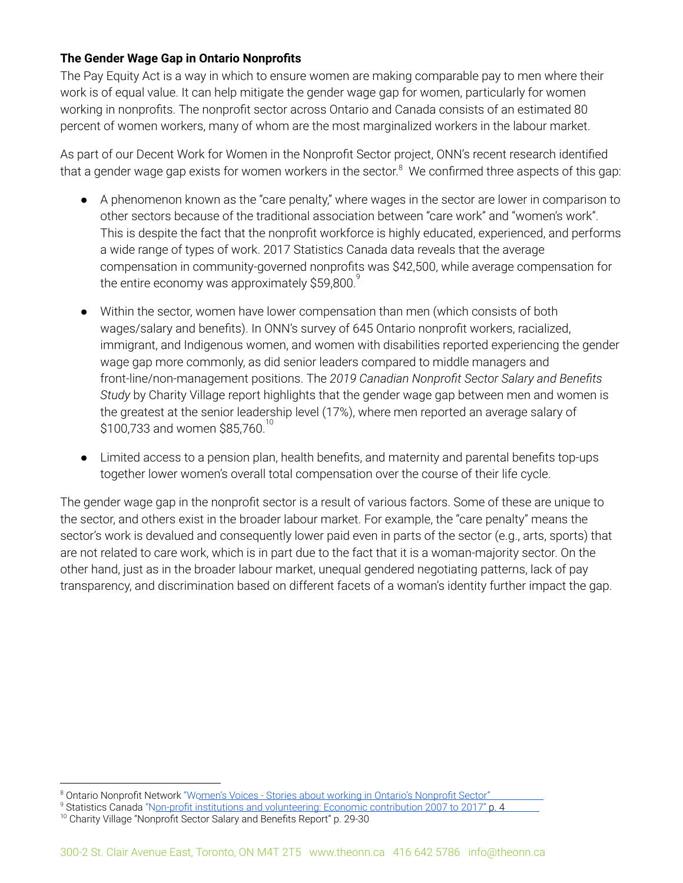**The Gender Wage Gap in Ontario Nonprofits**

The Pay Equity Act is a way in which to ensure women are making comparable pay to men where their work is of equal value. It can help mitigate the gender wage gap for women, particularly for women working in nonprofits. The nonprofit sector across Ontario and Canada consists of an estimated 80 percent of women workers, many of whom are the most marginalized workers in the labour market.

As part of our Decent Work for Women in the Nonprofit Sector project, ONN's recent research identified that a gender wage gap exists for women workers in the sector.[8] We confirmed three aspects of this gap:

- A phenomenon known as the "care penalty," where wages in the sector are lower in comparison to other sectors because of the traditional association between "care work" and "women's work". This is despite the fact that the nonprofit workforce is highly educated, experienced, and performs a wide range of types of work. 2017 Statistics Canada data reveals that the average compensation in community-governed nonprofits was $42,500, while average compensation for the entire economy was approximately $59,800.[9]

- Within the sector, women have lower compensation than men (which consists of both wages/salary and benefits). In ONN's survey of 645 Ontario nonprofit workers, racialized, immigrant, and Indigenous women, and women with disabilities reported experiencing the gender wage gap more commonly, as did senior leaders compared to middle managers and front-line/non-management positions. The *2019 Canadian Nonprofit Sector Salary and Benefits Study* by Charity Village report highlights that the gender wage gap between men and women is the greatest at the senior leadership level (17%), where men reported an average salary of $100,733 and women $85,760.[10]

- Limited access to a pension plan, health benefits, and maternity and parental benefits top-ups together lower women's overall total compensation over the course of their life cycle.

The gender wage gap in the nonprofit sector is a result of various factors. Some of these are unique to the sector, and others exist in the broader labour market. For example, the "care penalty" means the sector's work is devalued and consequently lower paid even in parts of the sector (e.g., arts, sports) that are not related to care work, which is in part due to the fact that it is a woman-majority sector. On the other hand, just as in the broader labour market, unequal gendered negotiating patterns, lack of pay transparency, and discrimination based on different facets of a woman's identity further impact the gap.

---

[8] Ontario Nonprofit Network "Women's Voices - Stories about working in Ontario's Nonprofit Sector"

[9] Statistics Canada "Non-profit institutions and volunteering: Economic contribution 2007 to 2017" p. 4

[10] Charity Village "Nonprofit Sector Salary and Benefits Report" p. 29-30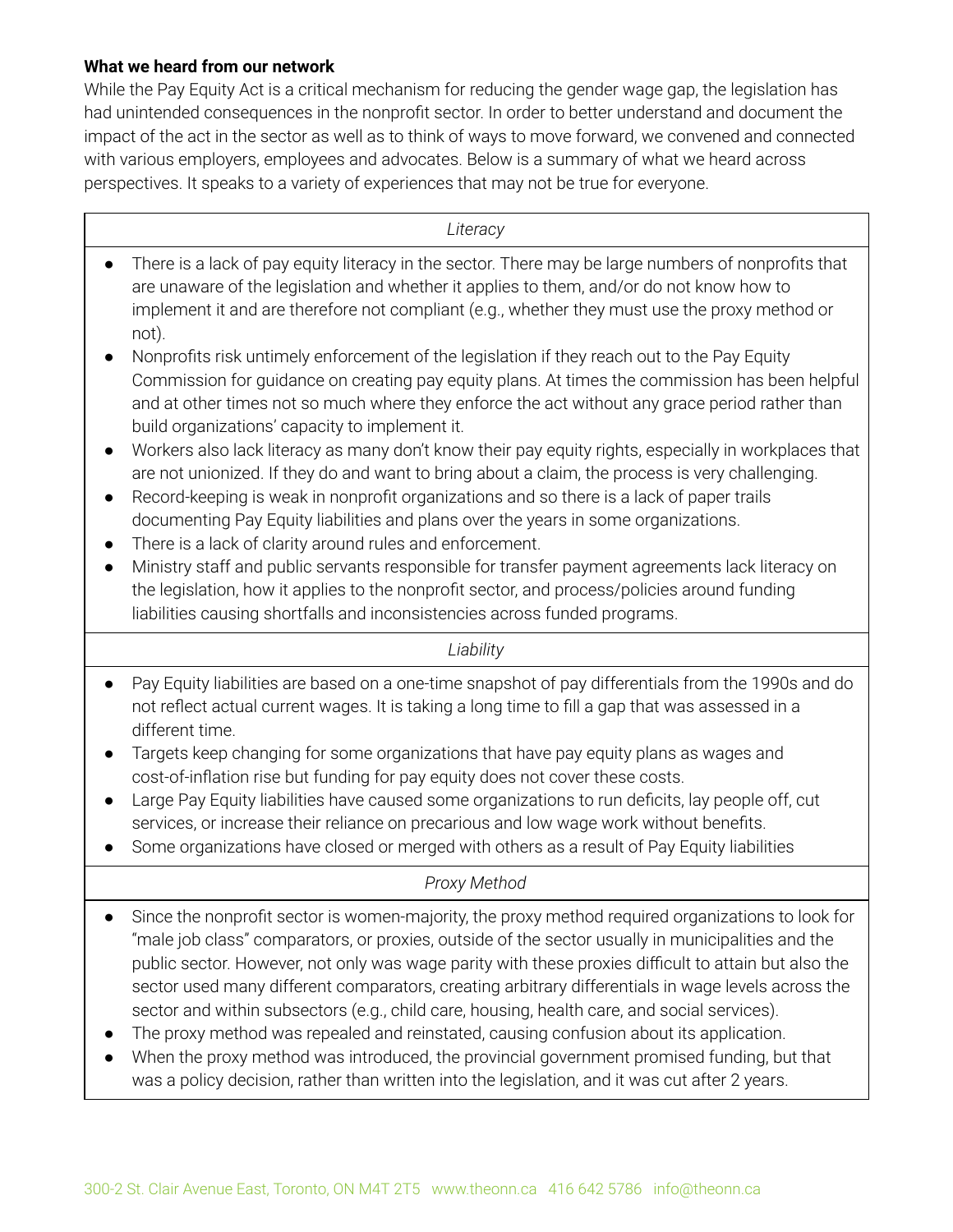**What we heard from our network**

While the Pay Equity Act is a critical mechanism for reducing the gender wage gap, the legislation has had unintended consequences in the nonprofit sector. In order to better understand and document the impact of the act in the sector as well as to think of ways to move forward, we convened and connected with various employers, employees and advocates. Below is a summary of what we heard across perspectives. It speaks to a variety of experiences that may not be true for everyone.

*Literacy*

- There is a lack of pay equity literacy in the sector. There may be large numbers of nonprofits that are unaware of the legislation and whether it applies to them, and/or do not know how to implement it and are therefore not compliant (e.g., whether they must use the proxy method or not).
- Nonprofits risk untimely enforcement of the legislation if they reach out to the Pay Equity Commission for guidance on creating pay equity plans. At times the commission has been helpful and at other times not so much where they enforce the act without any grace period rather than build organizations' capacity to implement it.
- Workers also lack literacy as many don't know their pay equity rights, especially in workplaces that are not unionized. If they do and want to bring about a claim, the process is very challenging.
- Record-keeping is weak in nonprofit organizations and so there is a lack of paper trails documenting Pay Equity liabilities and plans over the years in some organizations.
- There is a lack of clarity around rules and enforcement.
- Ministry staff and public servants responsible for transfer payment agreements lack literacy on the legislation, how it applies to the nonprofit sector, and process/policies around funding liabilities causing shortfalls and inconsistencies across funded programs.

*Liability*

- Pay Equity liabilities are based on a one-time snapshot of pay differentials from the 1990s and do not reflect actual current wages. It is taking a long time to fill a gap that was assessed in a different time.
- Targets keep changing for some organizations that have pay equity plans as wages and cost-of-inflation rise but funding for pay equity does not cover these costs.
- Large Pay Equity liabilities have caused some organizations to run deficits, lay people off, cut services, or increase their reliance on precarious and low wage work without benefits.
- Some organizations have closed or merged with others as a result of Pay Equity liabilities

*Proxy Method*

- Since the nonprofit sector is women-majority, the proxy method required organizations to look for "male job class" comparators, or proxies, outside of the sector usually in municipalities and the public sector. However, not only was wage parity with these proxies difficult to attain but also the sector used many different comparators, creating arbitrary differentials in wage levels across the sector and within subsectors (e.g., child care, housing, health care, and social services).
- The proxy method was repealed and reinstated, causing confusion about its application.
- When the proxy method was introduced, the provincial government promised funding, but that was a policy decision, rather than written into the legislation, and it was cut after 2 years.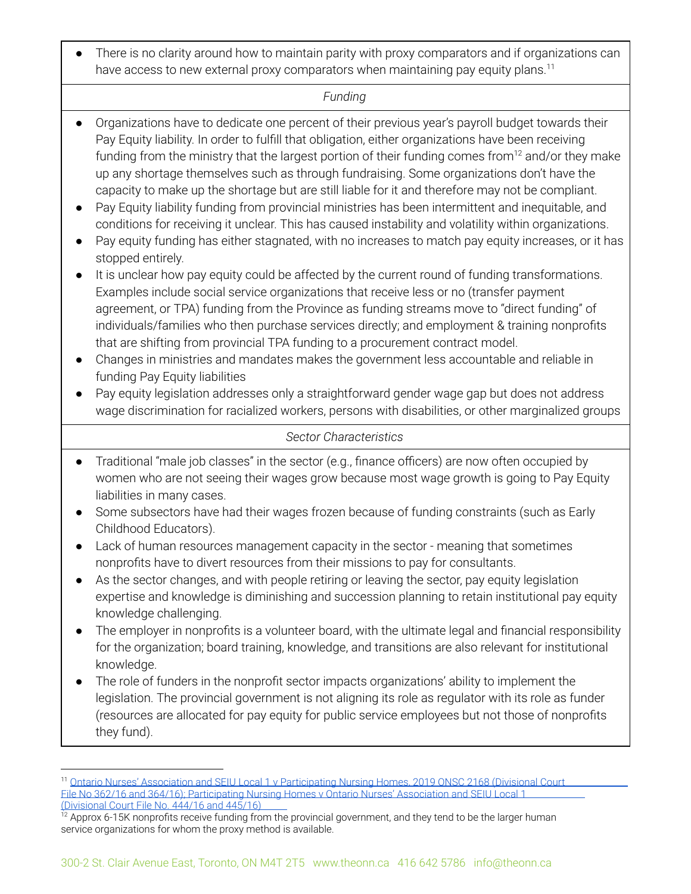- There is no clarity around how to maintain parity with proxy comparators and if organizations can have access to new external proxy comparators when maintaining pay equity plans.[11]

*Funding*

- Organizations have to dedicate one percent of their previous year's payroll budget towards their Pay Equity liability. In order to fulfill that obligation, either organizations have been receiving funding from the ministry that the largest portion of their funding comes from[12] and/or they make up any shortage themselves such as through fundraising. Some organizations don't have the capacity to make up the shortage but are still liable for it and therefore may not be compliant.
- Pay Equity liability funding from provincial ministries has been intermittent and inequitable, and conditions for receiving it unclear. This has caused instability and volatility within organizations.
- Pay equity funding has either stagnated, with no increases to match pay equity increases, or it has stopped entirely.
- It is unclear how pay equity could be affected by the current round of funding transformations. Examples include social service organizations that receive less or no (transfer payment agreement, or TPA) funding from the Province as funding streams move to "direct funding" of individuals/families who then purchase services directly; and employment & training nonprofits that are shifting from provincial TPA funding to a procurement contract model.
- Changes in ministries and mandates makes the government less accountable and reliable in funding Pay Equity liabilities
- Pay equity legislation addresses only a straightforward gender wage gap but does not address wage discrimination for racialized workers, persons with disabilities, or other marginalized groups

*Sector Characteristics*

- Traditional "male job classes" in the sector (e.g., finance officers) are now often occupied by women who are not seeing their wages grow because most wage growth is going to Pay Equity liabilities in many cases.
- Some subsectors have had their wages frozen because of funding constraints (such as Early Childhood Educators).
- Lack of human resources management capacity in the sector - meaning that sometimes nonprofits have to divert resources from their missions to pay for consultants.
- As the sector changes, and with people retiring or leaving the sector, pay equity legislation expertise and knowledge is diminishing and succession planning to retain institutional pay equity knowledge challenging.
- The employer in nonprofits is a volunteer board, with the ultimate legal and financial responsibility for the organization; board training, knowledge, and transitions are also relevant for institutional knowledge.
- The role of funders in the nonprofit sector impacts organizations' ability to implement the legislation. The provincial government is not aligning its role as regulator with its role as funder (resources are allocated for pay equity for public service employees but not those of nonprofits they fund).

---

[11] Ontario Nurses' Association and SEIU Local 1 v Participating Nursing Homes, 2019 ONSC 2168 (Divisional Court File No 362/16 and 364/16); Participating Nursing Homes v Ontario Nurses' Association and SEIU Local 1 (Divisional Court File No. 444/16 and 445/16)

[12] Approx 6-15K nonprofits receive funding from the provincial government, and they tend to be the larger human service organizations for whom the proxy method is available.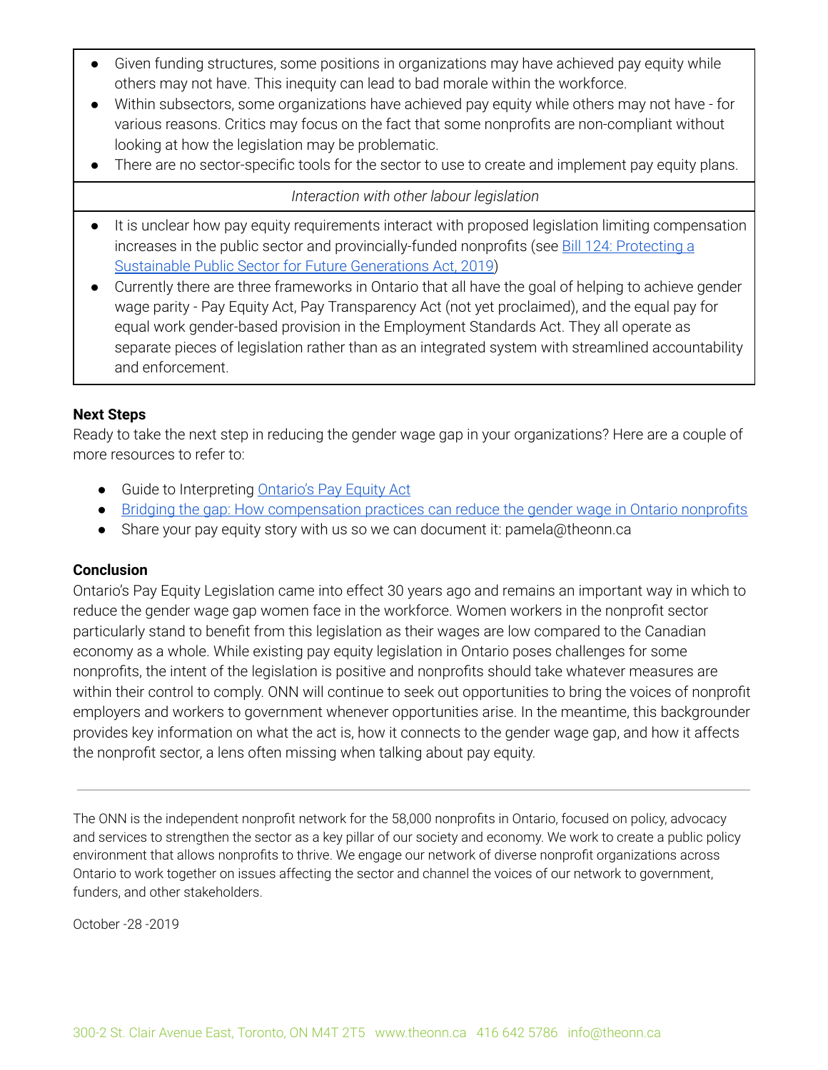- Given funding structures, some positions in organizations may have achieved pay equity while others may not have. This inequity can lead to bad morale within the workforce.
- Within subsectors, some organizations have achieved pay equity while others may not have - for various reasons. Critics may focus on the fact that some nonprofits are non-compliant without looking at how the legislation may be problematic.
- There are no sector-specific tools for the sector to use to create and implement pay equity plans.

*Interaction with other labour legislation*

- It is unclear how pay equity requirements interact with proposed legislation limiting compensation increases in the public sector and provincially-funded nonprofits (see Bill 124: Protecting a Sustainable Public Sector for Future Generations Act, 2019)
- Currently there are three frameworks in Ontario that all have the goal of helping to achieve gender wage parity - Pay Equity Act, Pay Transparency Act (not yet proclaimed), and the equal pay for equal work gender-based provision in the Employment Standards Act. They all operate as separate pieces of legislation rather than as an integrated system with streamlined accountability and enforcement.

**Next Steps**

Ready to take the next step in reducing the gender wage gap in your organizations? Here are a couple of more resources to refer to:

- Guide to Interpreting Ontario's Pay Equity Act
- Bridging the gap: How compensation practices can reduce the gender wage in Ontario nonprofits
- Share your pay equity story with us so we can document it: pamela@theonn.ca

**Conclusion**

Ontario's Pay Equity Legislation came into effect 30 years ago and remains an important way in which to reduce the gender wage gap women face in the workforce. Women workers in the nonprofit sector particularly stand to benefit from this legislation as their wages are low compared to the Canadian economy as a whole. While existing pay equity legislation in Ontario poses challenges for some nonprofits, the intent of the legislation is positive and nonprofits should take whatever measures are within their control to comply. ONN will continue to seek out opportunities to bring the voices of nonprofit employers and workers to government whenever opportunities arise. In the meantime, this backgrounder provides key information on what the act is, how it connects to the gender wage gap, and how it affects the nonprofit sector, a lens often missing when talking about pay equity.

---

The ONN is the independent nonprofit network for the 58,000 nonprofits in Ontario, focused on policy, advocacy and services to strengthen the sector as a key pillar of our society and economy. We work to create a public policy environment that allows nonprofits to thrive. We engage our network of diverse nonprofit organizations across Ontario to work together on issues affecting the sector and channel the voices of our network to government, funders, and other stakeholders.

October -28 -2019

300-2 St. Clair Avenue East, Toronto, ON M4T 2T5 www.theonn.ca 416 642 5786 info@theonn.ca